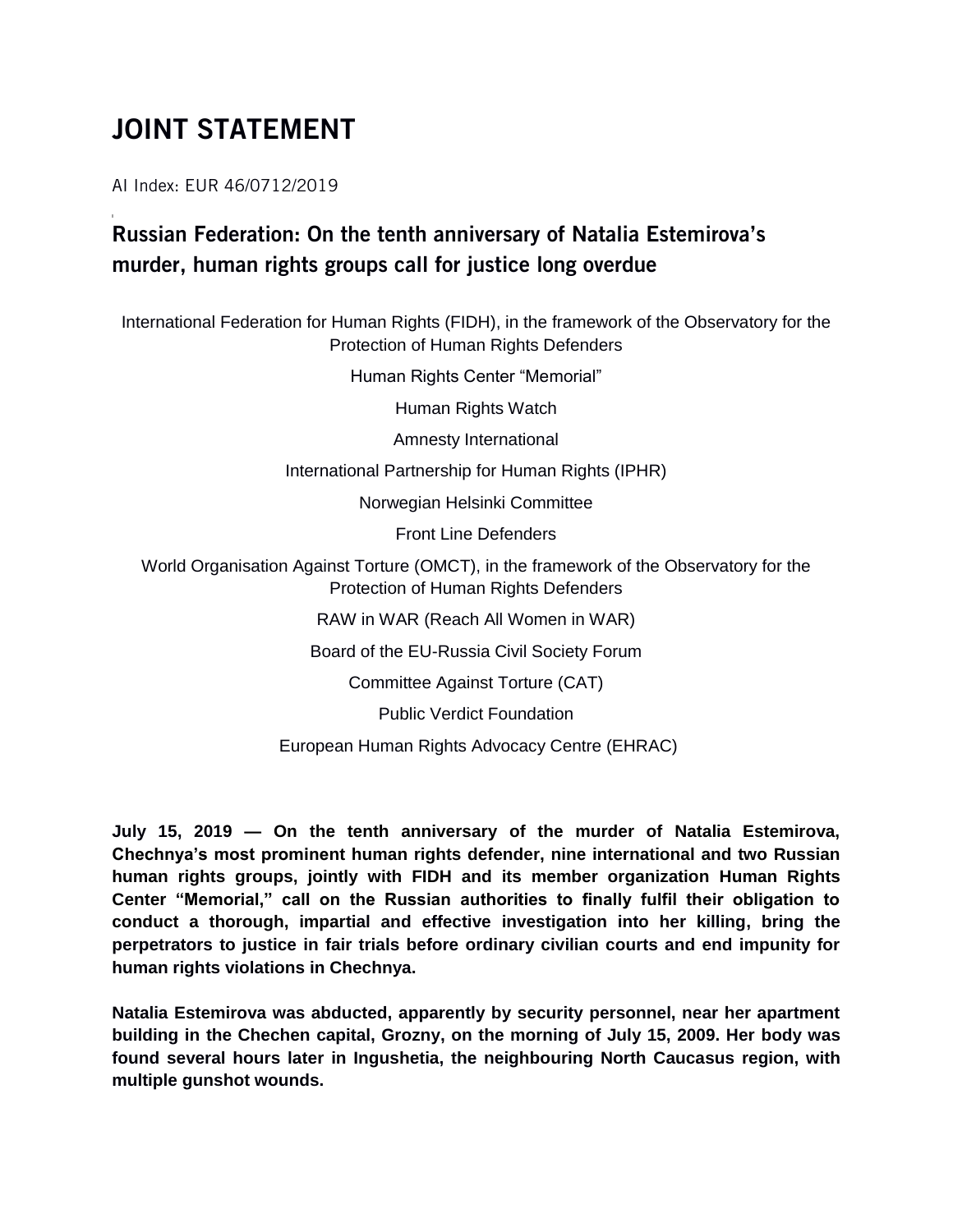# JOINT STATEMENT

AI Index: EUR 46/0712/2019

## Russian Federation: On the tenth anniversary of Natalia Estemirova's murder, human rights groups call for justice long overdue

International Federation for Human Rights (FIDH), in the framework of the Observatory for the Protection of Human Rights Defenders

Human Rights Center "Memorial"

Human Rights Watch

Amnesty International

International Partnership for Human Rights (IPHR)

Norwegian Helsinki Committee

Front Line Defenders

World Organisation Against Torture (OMCT), in the framework of the Observatory for the Protection of Human Rights Defenders

RAW in WAR (Reach All Women in WAR)

Board of the EU-Russia Civil Society Forum

Committee Against Torture (CAT)

Public Verdict Foundation

European Human Rights Advocacy Centre (EHRAC)

**July 15, 2019 — On the tenth anniversary of the murder of Natalia Estemirova, Chechnya's most prominent human rights defender, nine international and two Russian human rights groups, jointly with FIDH and its member organization Human Rights Center "Memorial," call on the Russian authorities to finally fulfil their obligation to conduct a thorough, impartial and effective investigation into her killing, bring the perpetrators to justice in fair trials before ordinary civilian courts and end impunity for human rights violations in Chechnya.**

**Natalia Estemirova was abducted, apparently by security personnel, near her apartment building in the Chechen capital, Grozny, on the morning of July 15, 2009. Her body was found several hours later in Ingushetia, the neighbouring North Caucasus region, with multiple gunshot wounds.**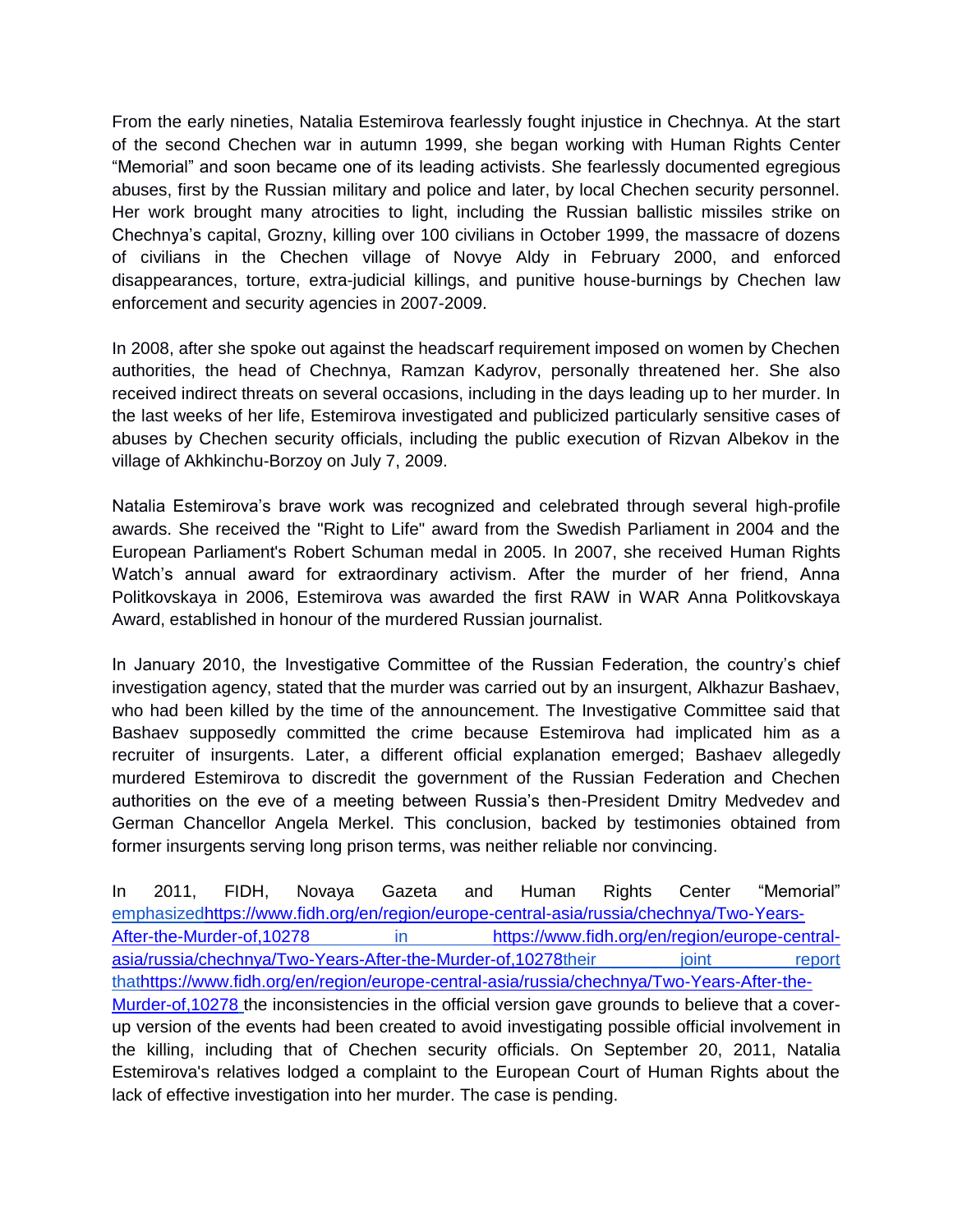From the early nineties, Natalia Estemirova fearlessly fought injustice in Chechnya. At the start of the second Chechen war in autumn 1999, she began working with Human Rights Center "Memorial" and soon became one of its leading activists. She fearlessly documented egregious abuses, first by the Russian military and police and later, by local Chechen security personnel. Her work brought many atrocities to light, including the Russian ballistic missiles strike on Chechnya's capital, Grozny, killing over 100 civilians in October 1999, the massacre of dozens of civilians in the Chechen village of Novye Aldy in February 2000, and enforced disappearances, torture, extra-judicial killings, and punitive house-burnings by Chechen law enforcement and security agencies in 2007-2009.

In 2008, after she spoke out against the headscarf requirement imposed on women by Chechen authorities, the head of Chechnya, Ramzan Kadyrov, personally threatened her. She also received indirect threats on several occasions, including in the days leading up to her murder. In the last weeks of her life, Estemirova investigated and publicized particularly sensitive cases of abuses by Chechen security officials, including the public execution of Rizvan Albekov in the village of Akhkinchu-Borzoy on July 7, 2009.

Natalia Estemirova's brave work was recognized and celebrated through several high-profile awards. She received the "Right to Life" award from the Swedish Parliament in 2004 and the European Parliament's Robert Schuman medal in 2005. In 2007, she received Human Rights Watch's annual award for extraordinary activism. After the murder of her friend, Anna Politkovskaya in 2006, Estemirova was awarded the first RAW in WAR Anna Politkovskaya Award, established in honour of the murdered Russian journalist.

In January 2010, the Investigative Committee of the Russian Federation, the country's chief investigation agency, stated that the murder was carried out by an insurgent, Alkhazur Bashaev, who had been killed by the time of the announcement. The Investigative Committee said that Bashaev supposedly committed the crime because Estemirova had implicated him as a recruiter of insurgents. Later, a different official explanation emerged; Bashaev allegedly murdered Estemirova to discredit the government of the Russian Federation and Chechen authorities on the eve of a meeting between Russia's then-President Dmitry Medvedev and German Chancellor Angela Merkel. This conclusion, backed by testimonies obtained from former insurgents serving long prison terms, was neither reliable nor convincing.

In 2011, FIDH, Novaya Gazeta and Human Rights Center "Memorial" [emphasized](https://www.fidh.org/en/region/europe-central-asia/russia/chechnya/Two-Years-After-the-Murder-of,10278)https://www.fidh.org/en/region/europe-central-asia/russia/chechnya/Two-Years-After-the-Murder-of,10278 [in](https://www.fidh.org/en/region/europe-central-asia/russia/chechnya/Two-Years-After-the-Murder-of,10278) https://www.fidh.org/en/region/europe-central-asia/russia/chechnya/Two-Years-After-the-Murder-of,10278[their joint report that](https://www.fidh.org/en/region/europe-central-asia/russia/chechnya/Two-Years-After-the-Murder-of,10278)https://www.fidh.org/en/region/europe-central-asia/russia/chechnya/Two-Years-After-the-Murder-of,10278 the inconsistencies in the official version gave grounds to believe that a cover-up version of the events had been created to avoid investigating possible official involvement in the killing, including that of Chechen security officials. On September 20, 2011, Natalia Estemirova's relatives lodged a complaint to the European Court of Human Rights about the lack of effective investigation into her murder. The case is pending.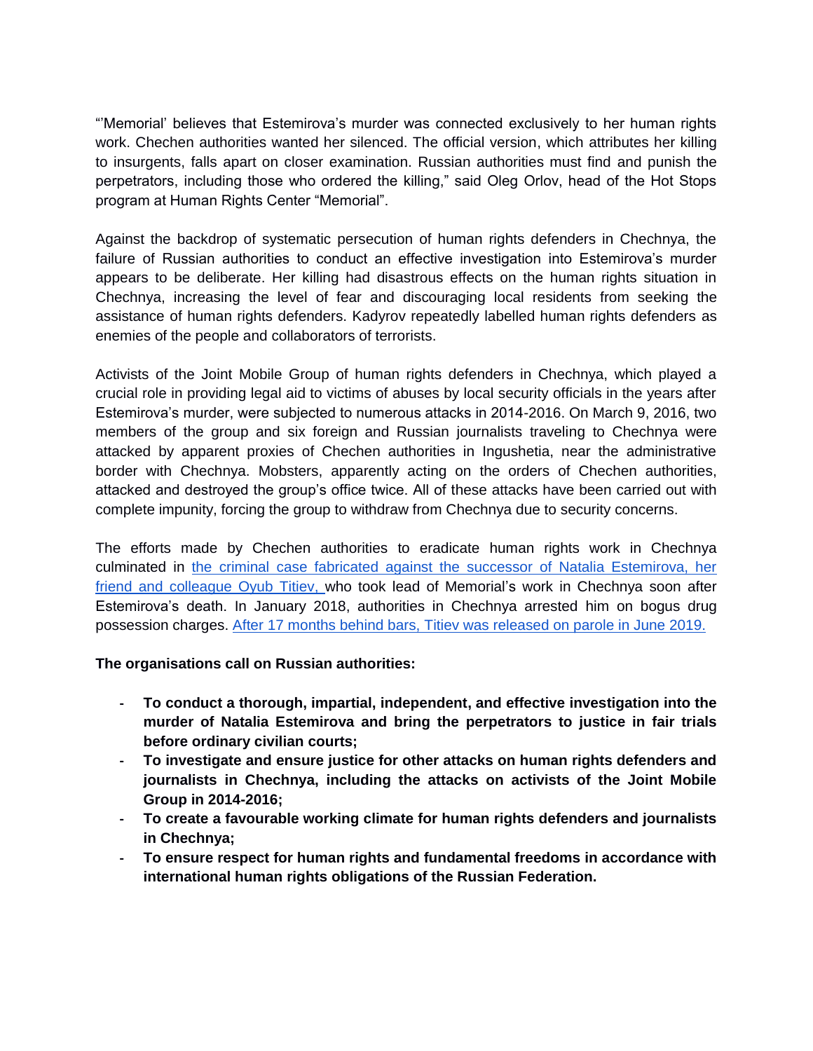"'Memorial' believes that Estemirova's murder was connected exclusively to her human rights work. Chechen authorities wanted her silenced. The official version, which attributes her killing to insurgents, falls apart on closer examination. Russian authorities must find and punish the perpetrators, including those who ordered the killing," said Oleg Orlov, head of the Hot Stops program at Human Rights Center "Memorial".

Against the backdrop of systematic persecution of human rights defenders in Chechnya, the failure of Russian authorities to conduct an effective investigation into Estemirova's murder appears to be deliberate. Her killing had disastrous effects on the human rights situation in Chechnya, increasing the level of fear and discouraging local residents from seeking the assistance of human rights defenders. Kadyrov repeatedly labelled human rights defenders as enemies of the people and collaborators of terrorists.

Activists of the Joint Mobile Group of human rights defenders in Chechnya, which played a crucial role in providing legal aid to victims of abuses by local security officials in the years after Estemirova's murder, were subjected to numerous attacks in 2014-2016. On March 9, 2016, two members of the group and six foreign and Russian journalists traveling to Chechnya were attacked by apparent proxies of Chechen authorities in Ingushetia, near the administrative border with Chechnya. Mobsters, apparently acting on the orders of Chechen authorities, attacked and destroyed the group's office twice. All of these attacks have been carried out with complete impunity, forcing the group to withdraw from Chechnya due to security concerns.

The efforts made by Chechen authorities to eradicate human rights work in Chechnya culminated in the criminal case fabricated against the successor of Natalia Estemirova, her friend and colleague Oyub Titiev, who took lead of Memorial's work in Chechnya soon after Estemirova's death. In January 2018, authorities in Chechnya arrested him on bogus drug possession charges. After 17 months behind bars, Titiev was released on parole in June 2019.

**The organisations call on Russian authorities:**

- **To conduct a thorough, impartial, independent, and effective investigation into the murder of Natalia Estemirova and bring the perpetrators to justice in fair trials before ordinary civilian courts;**
- **To investigate and ensure justice for other attacks on human rights defenders and journalists in Chechnya, including the attacks on activists of the Joint Mobile Group in 2014-2016;**
- **To create a favourable working climate for human rights defenders and journalists in Chechnya;**
- **To ensure respect for human rights and fundamental freedoms in accordance with international human rights obligations of the Russian Federation.**